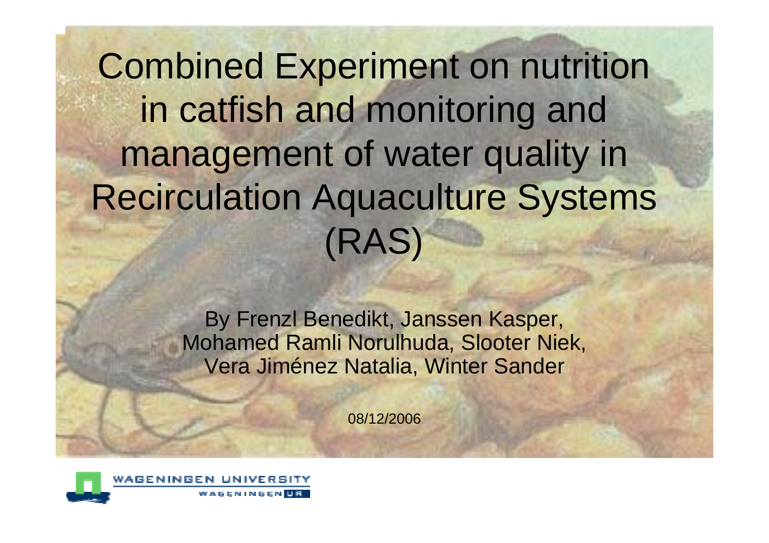# Combined Experiment on nutrition in catfish and monitoring and management of water quality in Recirculation Aquaculture Systems (RAS)

By Frenzl Benedikt, Janssen Kasper, Mohamed Ramli Norulhuda, Slooter Niek, Vera Jiménez Natalia, Winter Sander

08/12/2006

WAGENINGEN UNIVERSITY

WAGENINGEN UR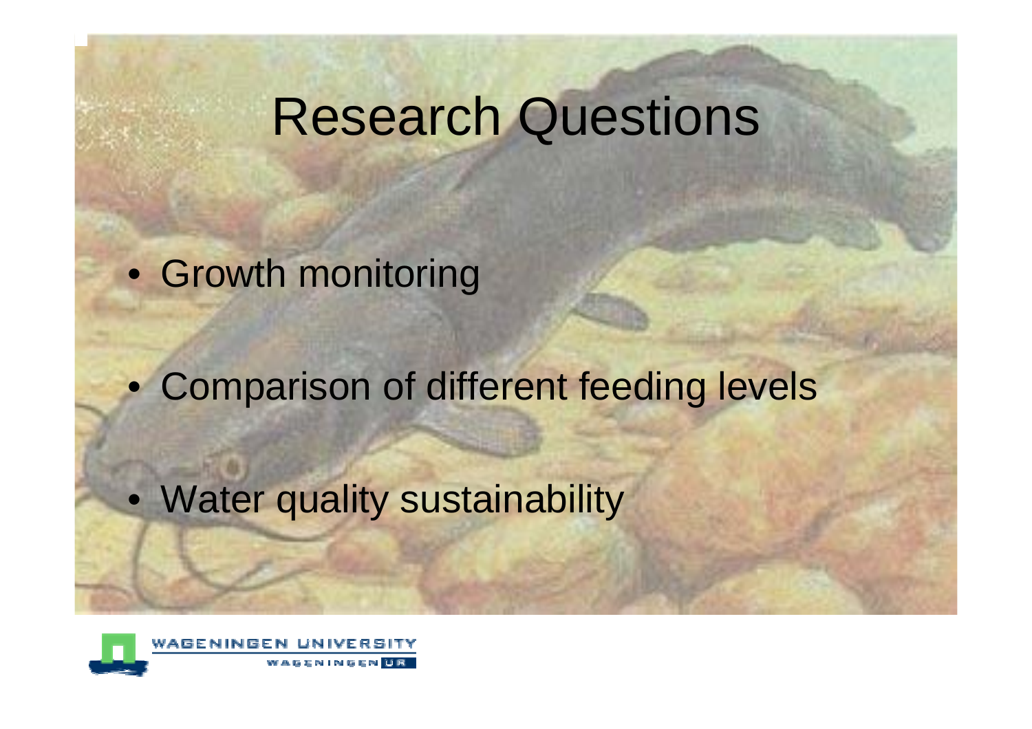# Research Questions

- Growth monitoring
- Comparison of different feeding levels
- Water quality sustainability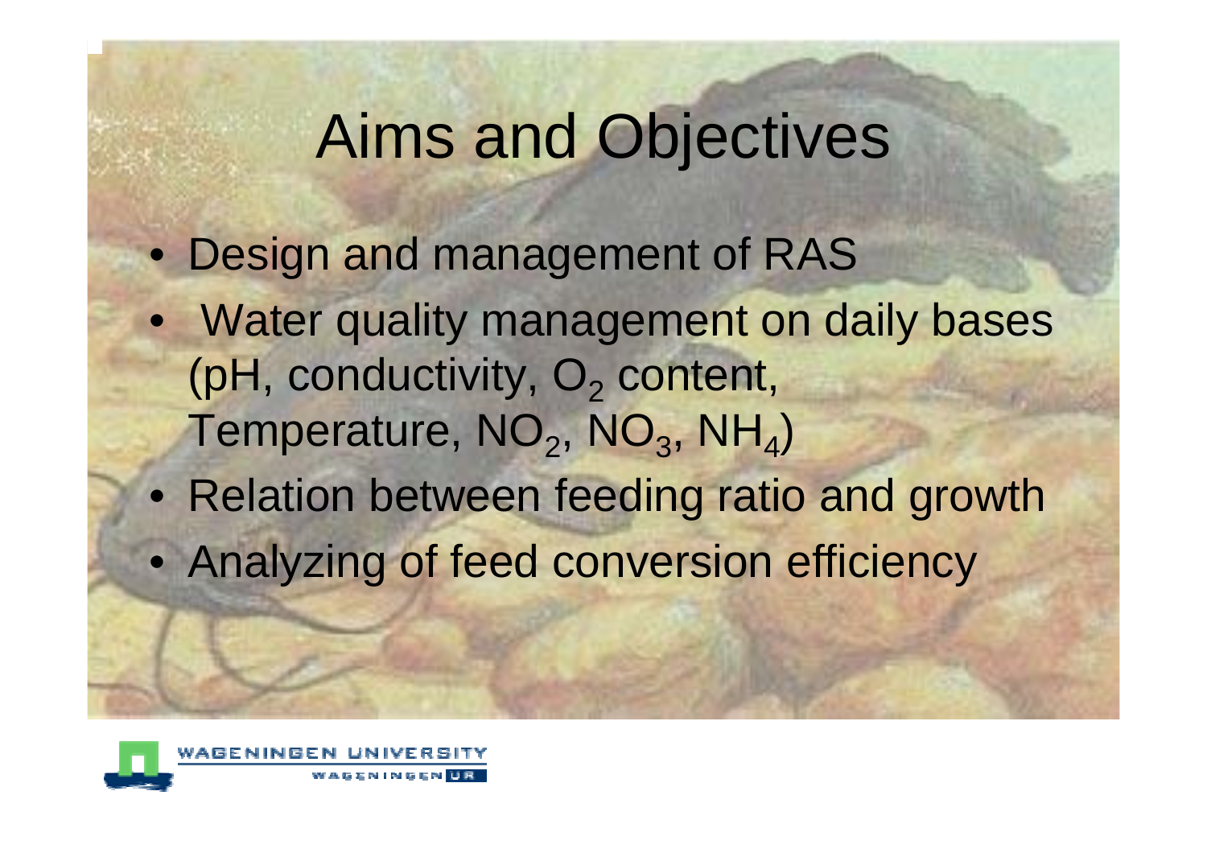# Aims and Objectives

- Design and management of RAS
- Water quality management on daily bases (pH, conductivity, $O_2$ content, Temperature, $NO_2$, $NO_3$, $NH_4$)
- Relation between feeding ratio and growth
- Analyzing of feed conversion efficiency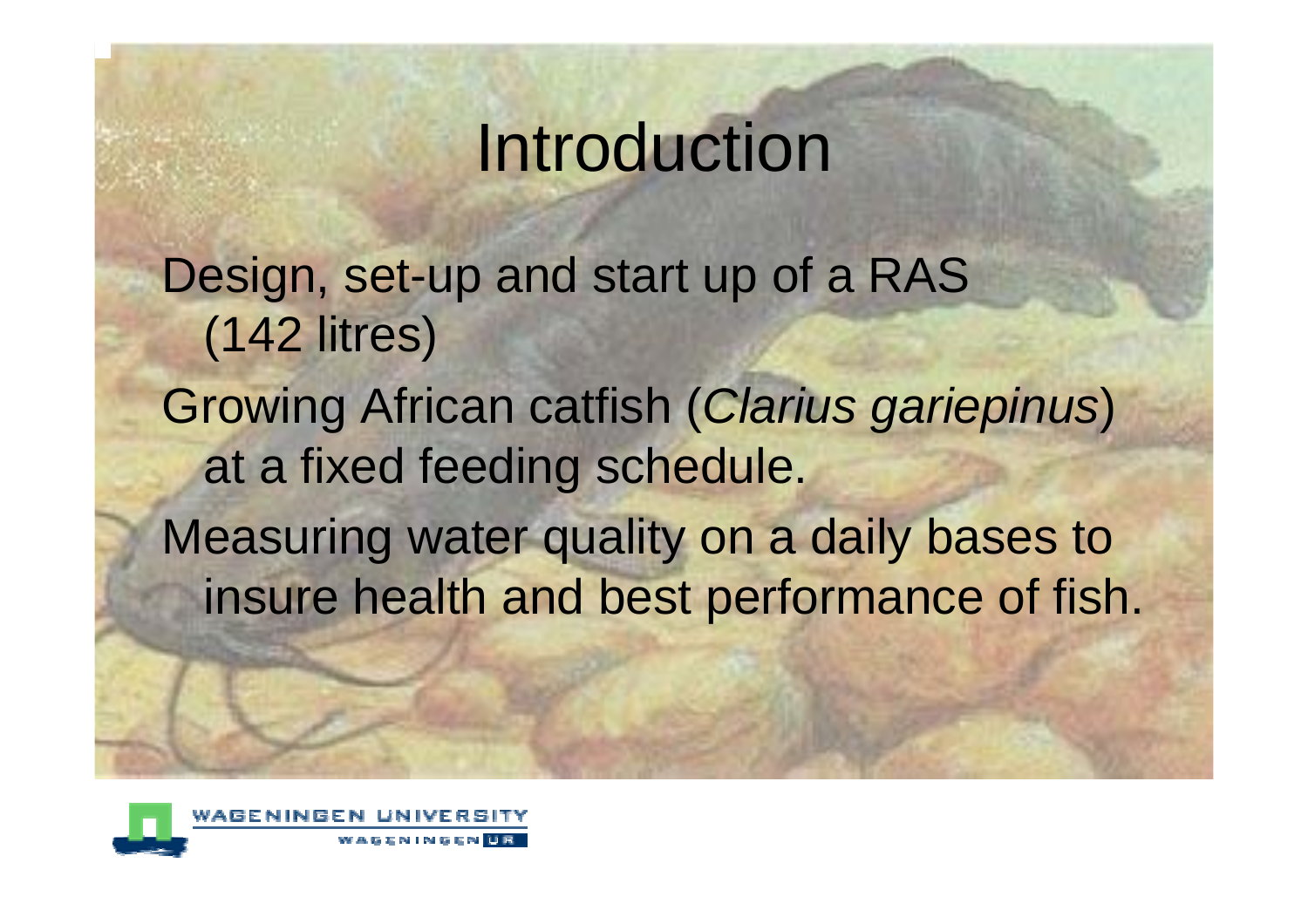# Introduction

Design, set-up and start up of a RAS (142 litres)

Growing African catfish (*Clarius gariepinus*) at a fixed feeding schedule.

Measuring water quality on a daily bases to insure health and best performance of fish.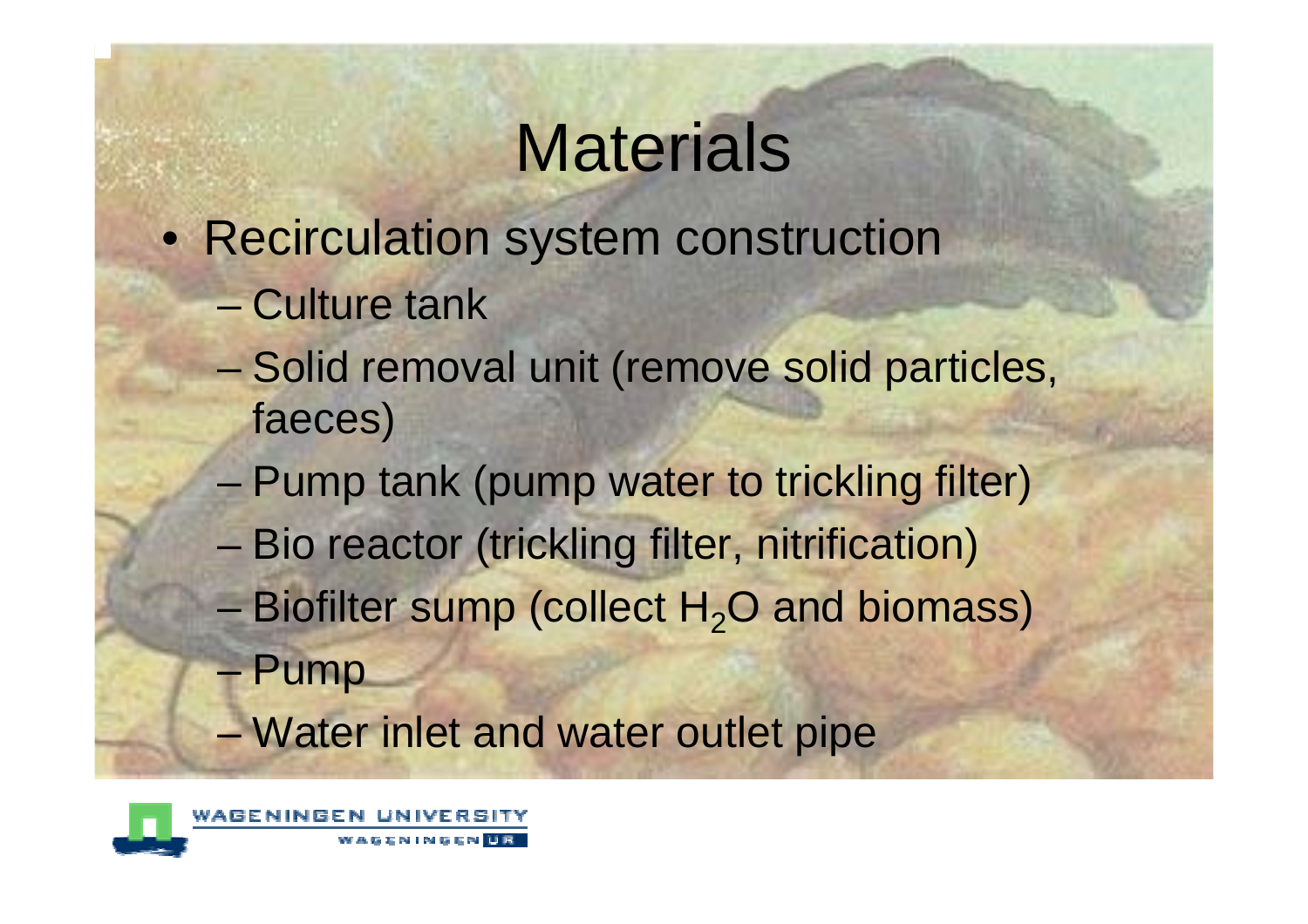# Materials

- Recirculation system construction
  - Culture tank
  - Solid removal unit (remove solid particles, faeces)
  - Pump tank (pump water to trickling filter)
  - Bio reactor (trickling filter, nitrification)
  - Biofilter sump (collect $H_2O$ and biomass)
  - Pump
  - Water inlet and water outlet pipe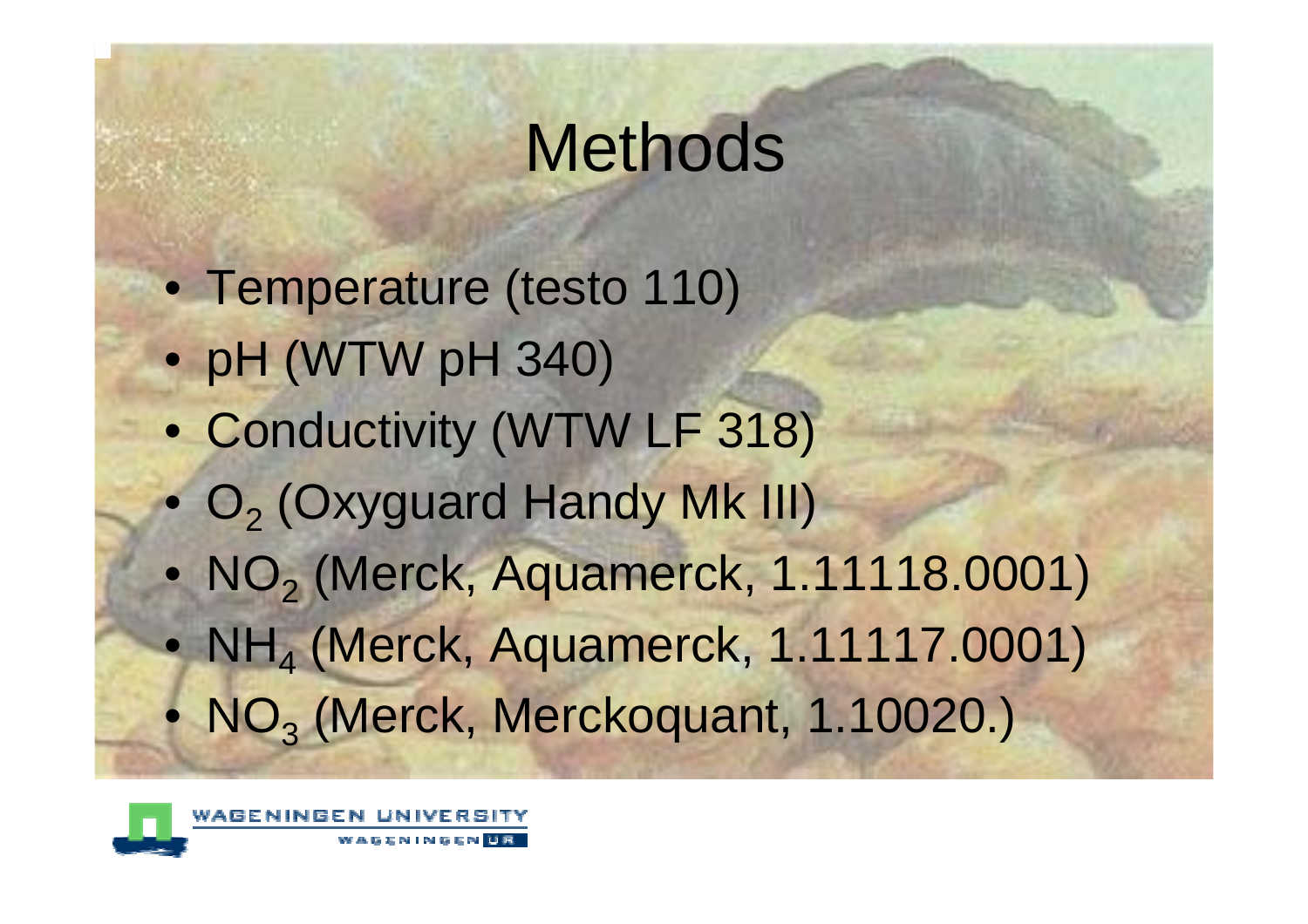# Methods

- Temperature (testo 110)
- pH (WTW pH 340)
- Conductivity (WTW LF 318)
- $O_2$ (Oxyguard Handy Mk III)
- $NO_2$ (Merck, Aquamerck, 1.11118.0001)
- $NH_4$ (Merck, Aquamerck, 1.11117.0001)
- $NO_3$ (Merck, Merckoquant, 1.10020.)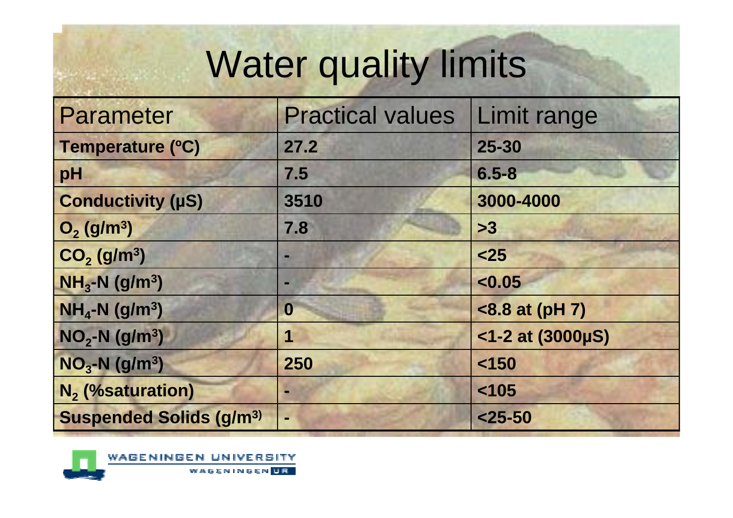# Water quality limits

| Parameter | Practical values | Limit range |
|---|---|---|
| **Temperature (ºC)** | **27.2** | **25-30** |
| **pH** | **7.5** | **6.5-8** |
| **Conductivity (µS)** | **3510** | **3000-4000** |
| **$O_2$ (g/m³)** | **7.8** | **>3** |
| **$CO_2$ (g/m³)** | **-** | **<25** |
| **$NH_3$-N (g/m³)** | **-** | **<0.05** |
| **$NH_4$-N (g/m³)** | **0** | **<8.8 at (pH 7)** |
| **$NO_2$-N (g/m³)** | **1** | **<1-2 at (3000µS)** |
| **$NO_3$-N (g/m³)** | **250** | **<150** |
| **$N_2$ (%saturation)** | **-** | **<105** |
| **Suspended Solids (g/m³)** | **-** | **<25-50** |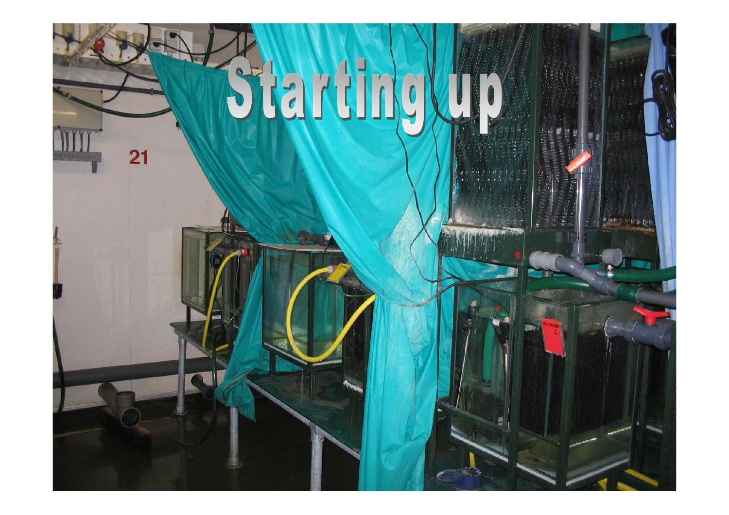# Starting up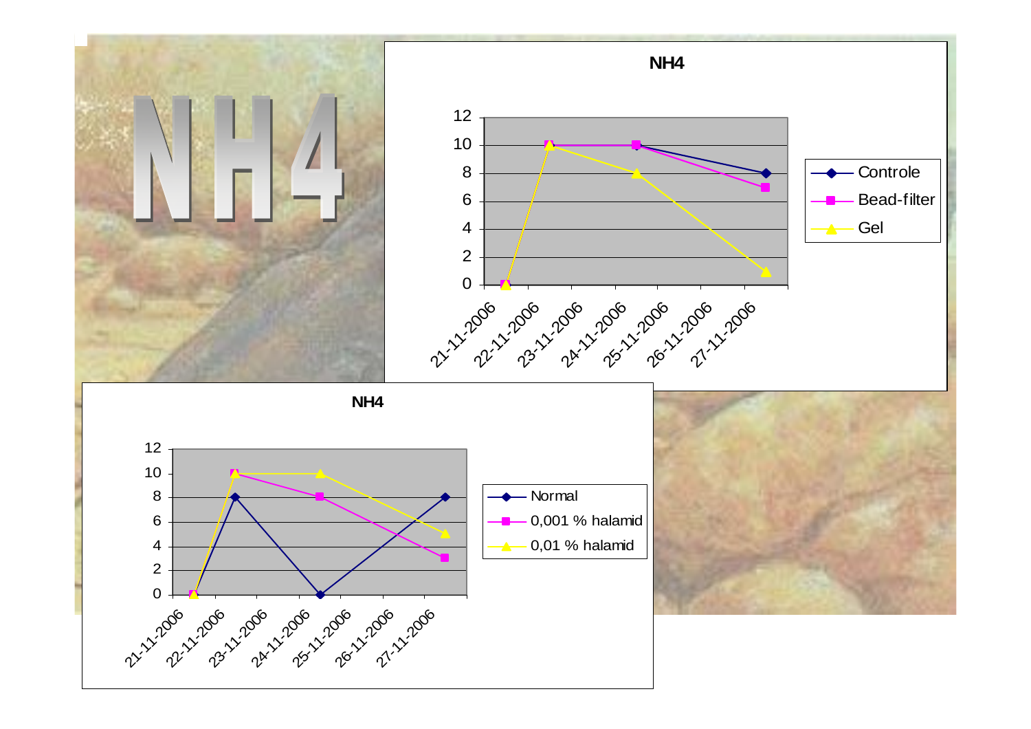# NH4

**NH4**

| Date | Controle | Bead-filter | Gel |
|---|---|---|---|
| 21-11-2006 | 0 | 0 | 0 |
| 22-11-2006 | 10 | 10 | 10 |
| 24-11-2006 | 10 | 10 | 8 |
| 27-11-2006 | 8 | 7 | 1 |

**NH4**

| Date | Normal | 0,001 % halamid | 0,01 % halamid |
|---|---|---|---|
| 21-11-2006 | 0 | 0 | 0 |
| 22-11-2006 | 8 | 10 | 10 |
| 24-11-2006 | 0 | 8 | 10 |
| 27-11-2006 | 8 | 3 | 5 |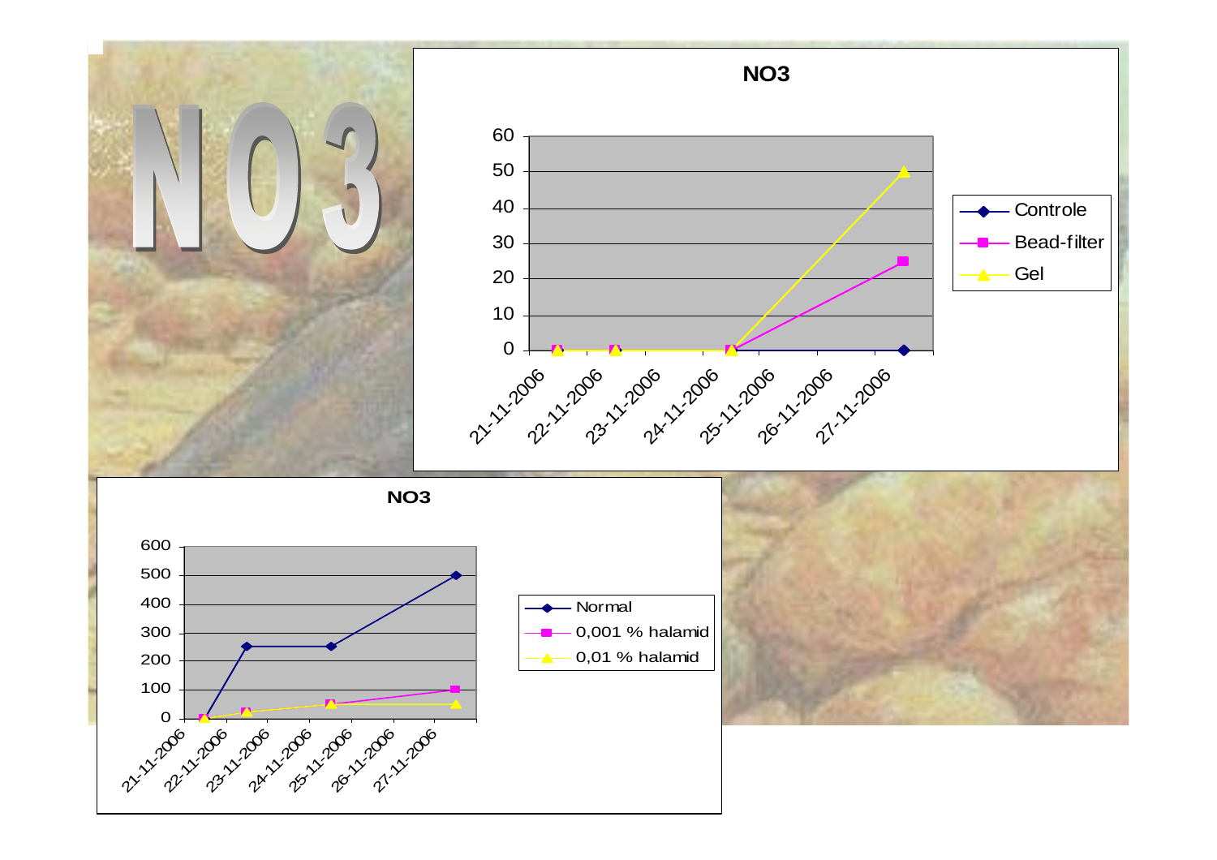# NO3

**NO3**

| Date | Controle | Bead-filter | Gel |
|---|---|---|---|
| 21-11-2006 | 0 | 0 | 0 |
| 22-11-2006 | 0 | 0 | 0 |
| 24-11-2006 | 0 | 0 | 0 |
| 27-11-2006 | 0 | 25 | 50 |

**NO3**

| Date | Normal | 0,001 % halamid | 0,01 % halamid |
|---|---|---|---|
| 21-11-2006 | 0 | 0 | 0 |
| 22-11-2006 | 250 | 25 | 25 |
| 24-11-2006 | 250 | 50 | 50 |
| 27-11-2006 | 500 | 100 | 50 |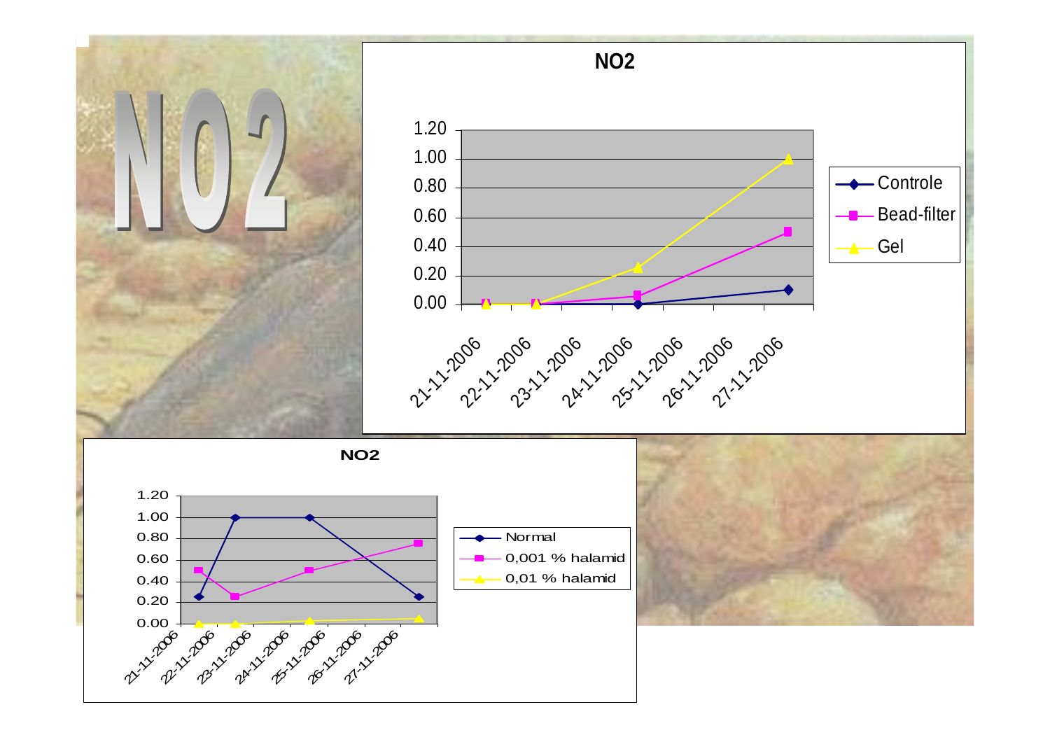# NO2

**NO2**

| Date | Controle | Bead-filter | Gel |
|---|---|---|---|
| 21-11-2006 | 0.00 | 0.00 | 0.00 |
| 22-11-2006 | 0.00 | 0.00 | 0.00 |
| 24-11-2006 | 0.00 | 0.06 | 0.26 |
| 27-11-2006 | 0.10 | 0.50 | 1.00 |

**NO2**

| Date | Normal | 0,001 % halamid | 0,01 % halamid |
|---|---|---|---|
| 21-11-2006 | 0.25 | 0.50 | 0.00 |
| 22-11-2006 | 1.00 | 0.25 | 0.00 |
| 24-11-2006 | 1.00 | 0.50 | 0.02 |
| 27-11-2006 | 0.25 | 0.75 | 0.04 |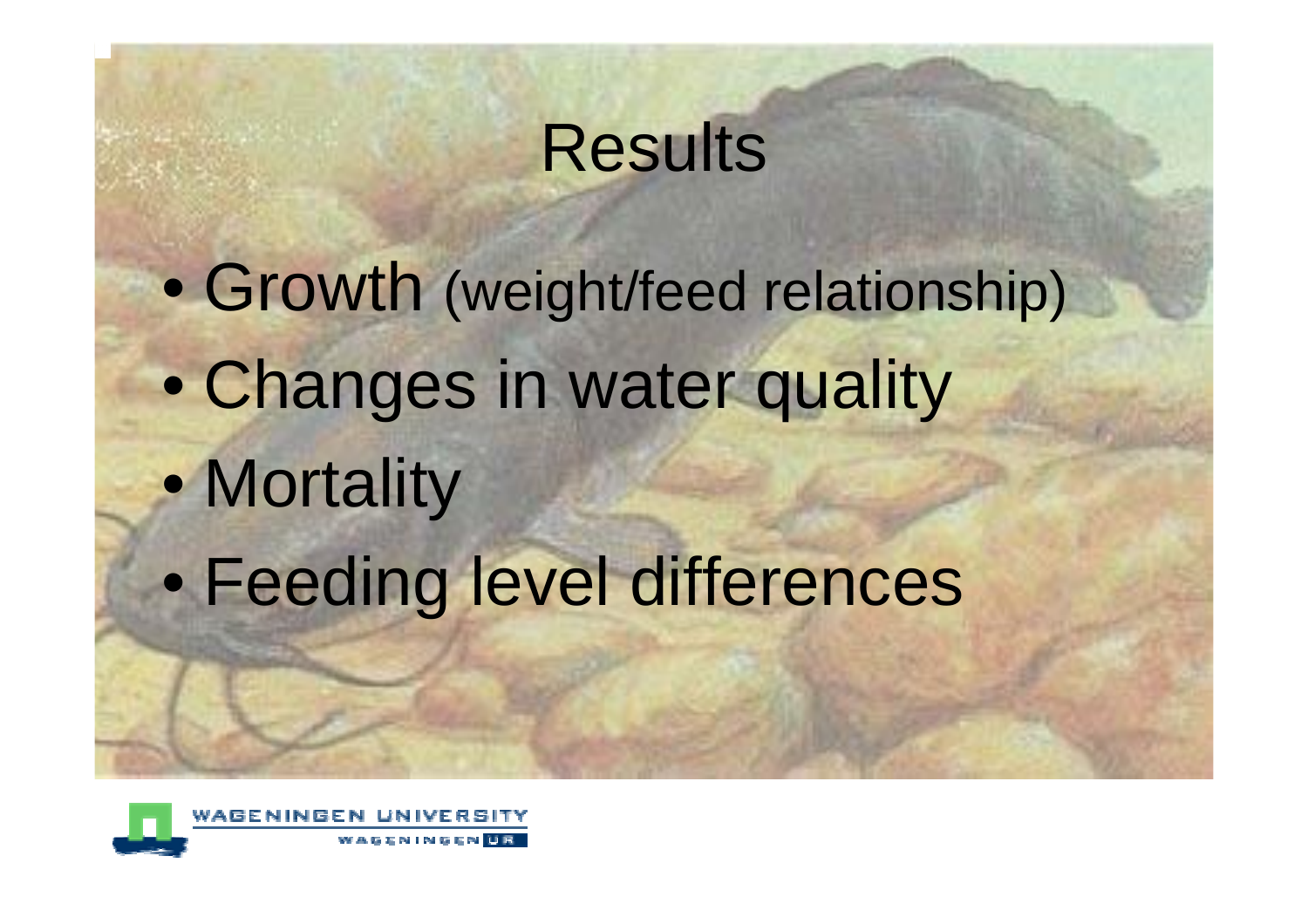# Results

- Growth (weight/feed relationship)
- Changes in water quality
- Mortality
- Feeding level differences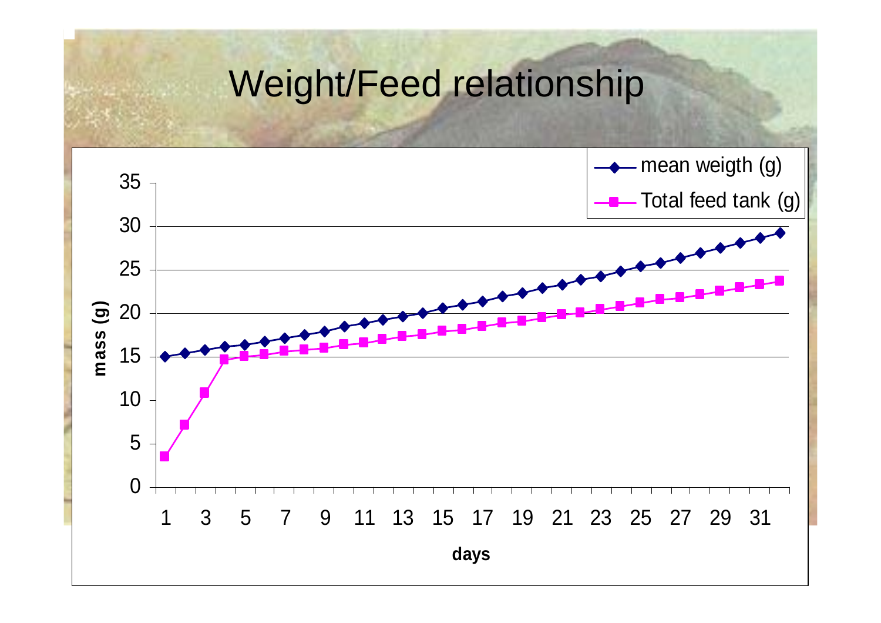# Weight/Feed relationship

mean weigth (g)

Total feed tank (g)

mass (g)

days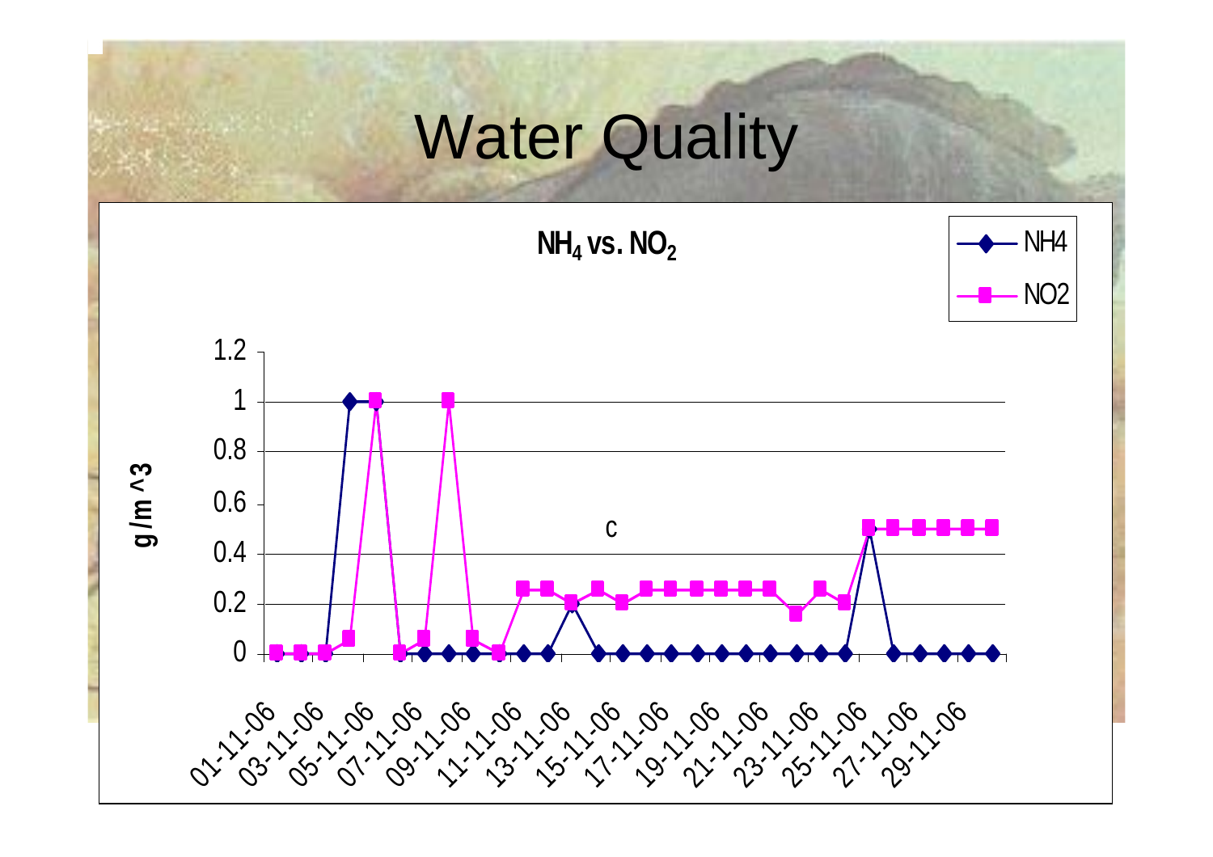# Water Quality

**$NH_4$ vs. $NO_2$**

NH4
NO2

g/m ^3

1.2
1
0.8
0.6
0.4
0.2
0

c

01-11-06 03-11-06 05-11-06 07-11-06 09-11-06 11-11-06 13-11-06 15-11-06 17-11-06 19-11-06 21-11-06 23-11-06 25-11-06 27-11-06 29-11-06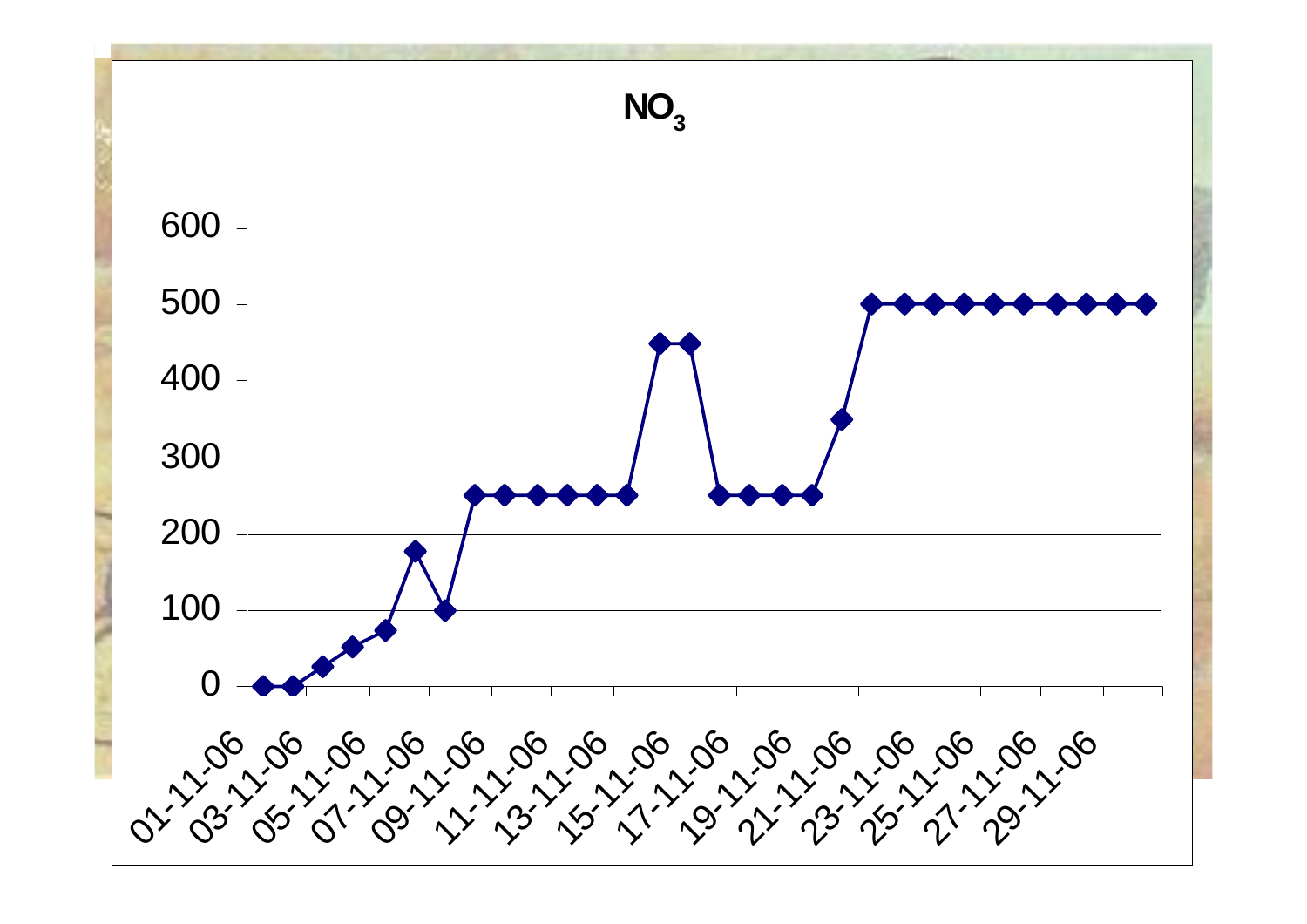# $NO_3$

600

500

400

300

200

100

0

01-11-06 03-11-06 05-11-06 07-11-06 09-11-06 11-11-06 13-11-06 15-11-06 17-11-06 19-11-06 21-11-06 23-11-06 25-11-06 27-11-06 29-11-06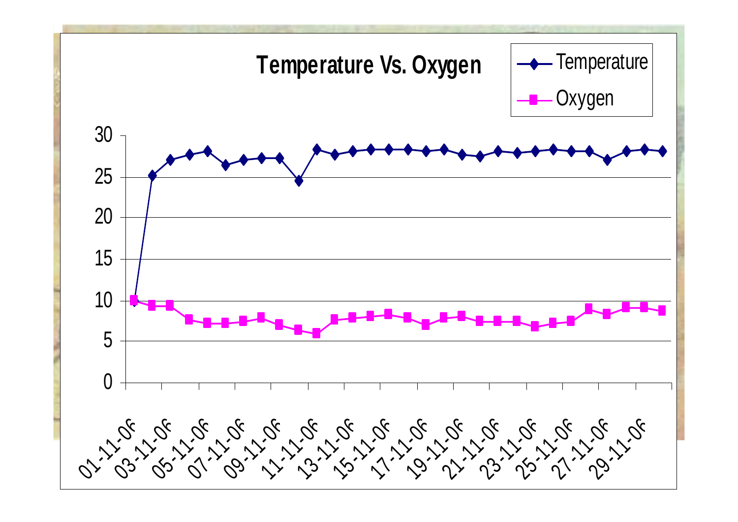## Temperature Vs. Oxygen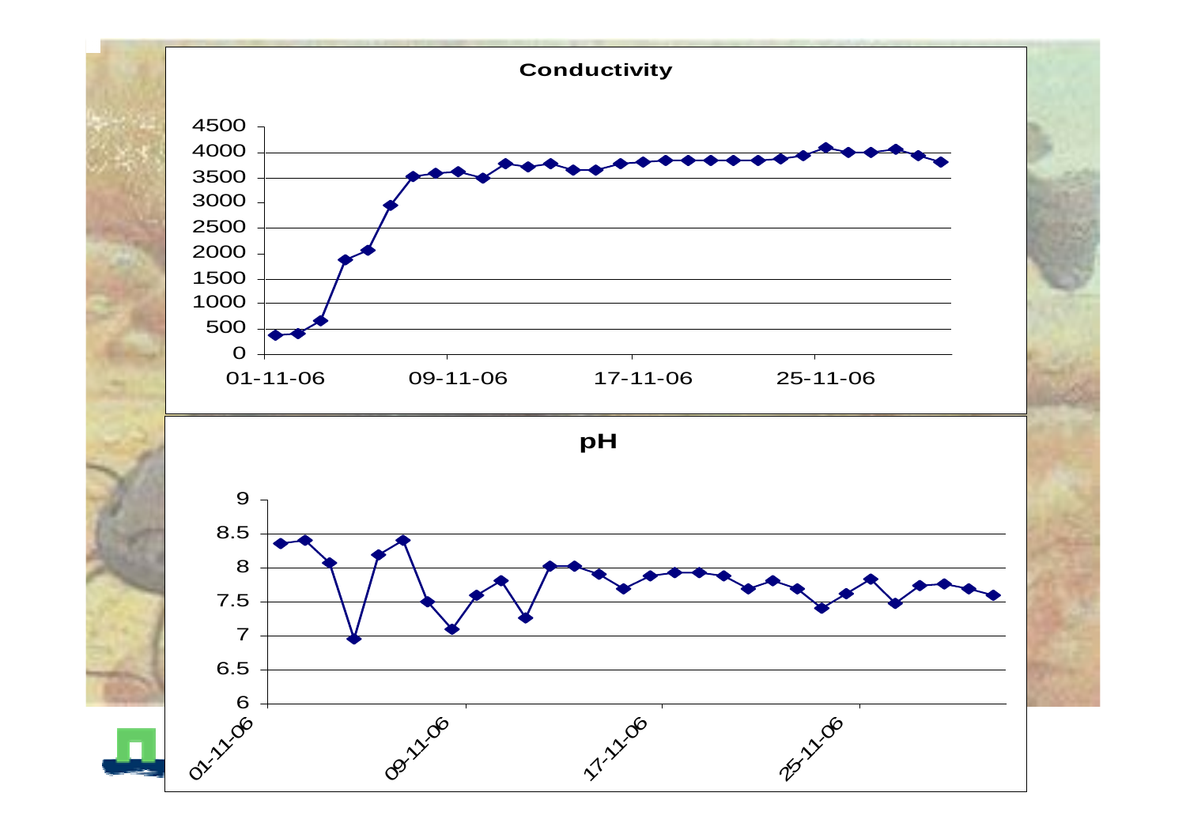**Conductivity**

**pH**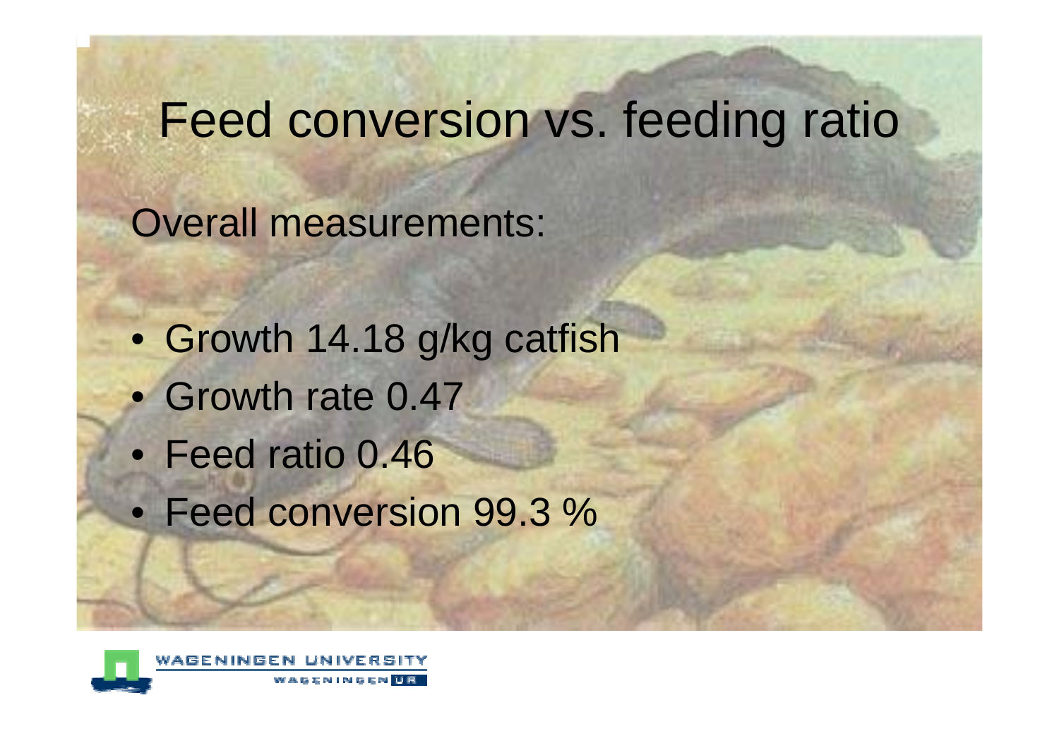# Feed conversion vs. feeding ratio

Overall measurements:

- Growth 14.18 g/kg catfish
- Growth rate 0.47
- Feed ratio 0.46
- Feed conversion 99.3 %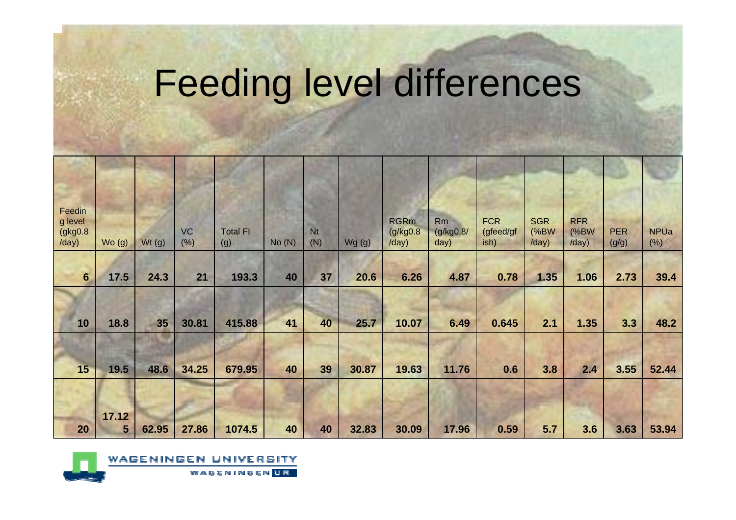# Feeding level differences

| Feeding level (gkg0.8 /day) | Wo (g) | Wt (g) | VC (%) | Total FI (g) | No (N) | Nt (N) | Wg (g) | RGRm (g/kg0.8 /day) | Rm (g/kg0.8/ day) | FCR (gfeed/gfish) | SGR (%BW /day) | RFR (%BW /day) | PER (g/g) | NPUa (%) |
|---|---|---|---|---|---|---|---|---|---|---|---|---|---|---|
| **6** | **17.5** | **24.3** | **21** | **193.3** | **40** | **37** | **20.6** | **6.26** | **4.87** | **0.78** | **1.35** | **1.06** | **2.73** | **39.4** |
| **10** | **18.8** | **35** | **30.81** | **415.88** | **41** | **40** | **25.7** | **10.07** | **6.49** | **0.645** | **2.1** | **1.35** | **3.3** | **48.2** |
| **15** | **19.5** | **48.6** | **34.25** | **679.95** | **40** | **39** | **30.87** | **19.63** | **11.76** | **0.6** | **3.8** | **2.4** | **3.55** | **52.44** |
| **20** | **17.125** | **62.95** | **27.86** | **1074.5** | **40** | **40** | **32.83** | **30.09** | **17.96** | **0.59** | **5.7** | **3.6** | **3.63** | **53.94** |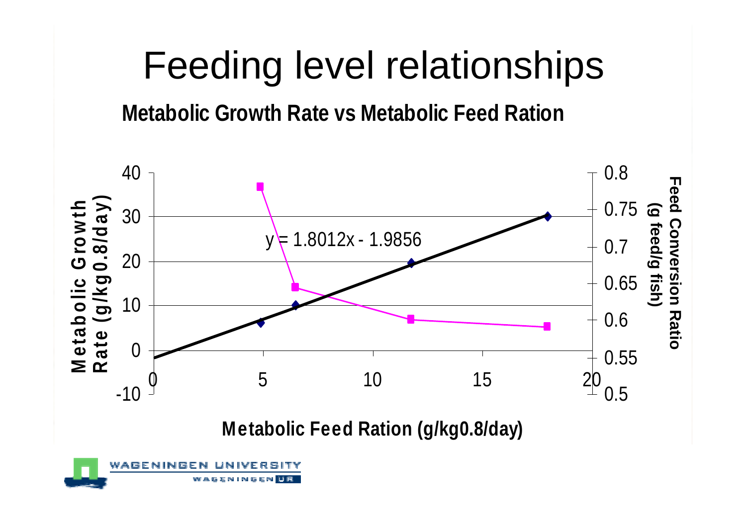# Feeding level relationships

**Metabolic Growth Rate vs Metabolic Feed Ration**

$y = 1.8012x - 1.9856$

Metabolic Growth Rate (g/kg0.8/day)

Feed Conversion Ratio (g feed/g fish)

**Metabolic Feed Ration (g/kg0.8/day)**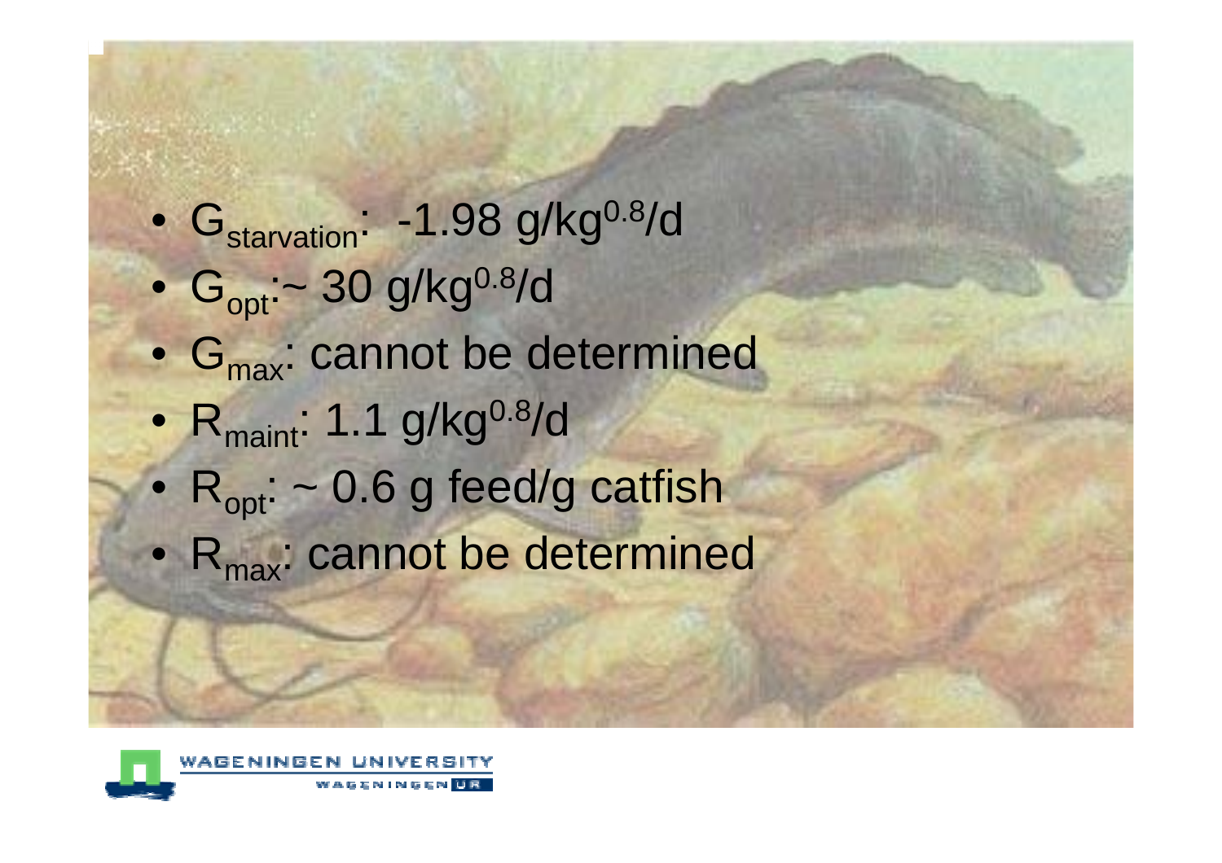- $G_{starvation}$: -1.98 $g/kg^{0.8}/d$
- $G_{opt}$:~ 30 $g/kg^{0.8}/d$
- $G_{max}$: cannot be determined
- $R_{maint}$: 1.1 $g/kg^{0.8}/d$
- $R_{opt}$: ~ 0.6 g feed/g catfish
- $R_{max}$: cannot be determined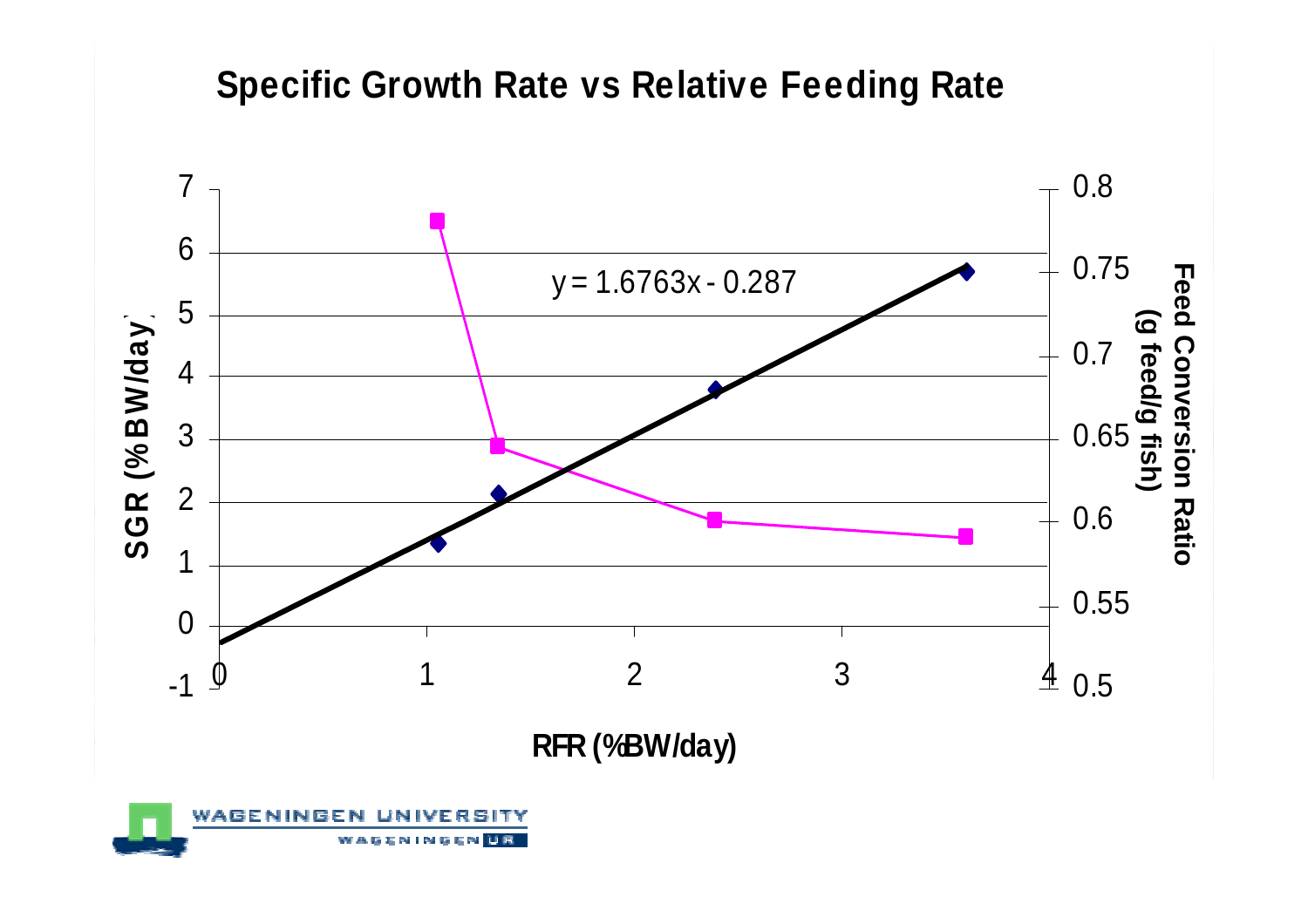# Specific Growth Rate vs Relative Feeding Rate

$$y = 1.6763x - 0.287$$

SGR (% BW/day)

RFR (%BW/day)

Feed Conversion Ratio (g feed/g fish)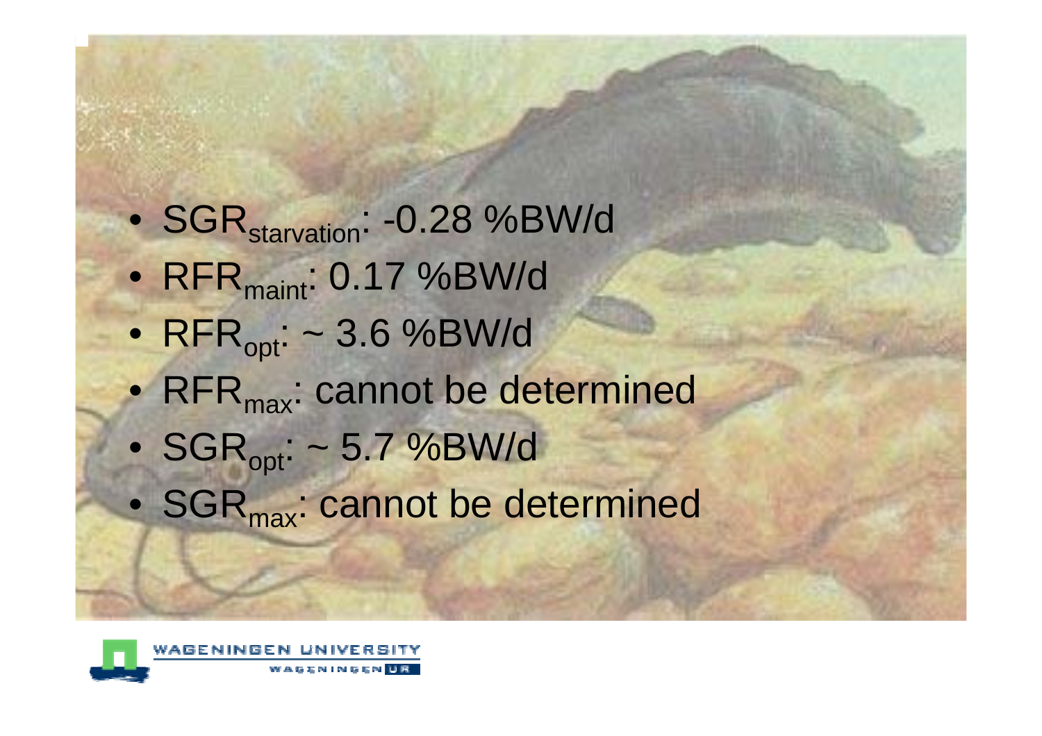- $SGR_{starvation}$: -0.28 %BW/d
- $RFR_{maint}$: 0.17 %BW/d
- $RFR_{opt}$: ~ 3.6 %BW/d
- $RFR_{max}$: cannot be determined
- $SGR_{opt}$: ~ 5.7 %BW/d
- $SGR_{max}$: cannot be determined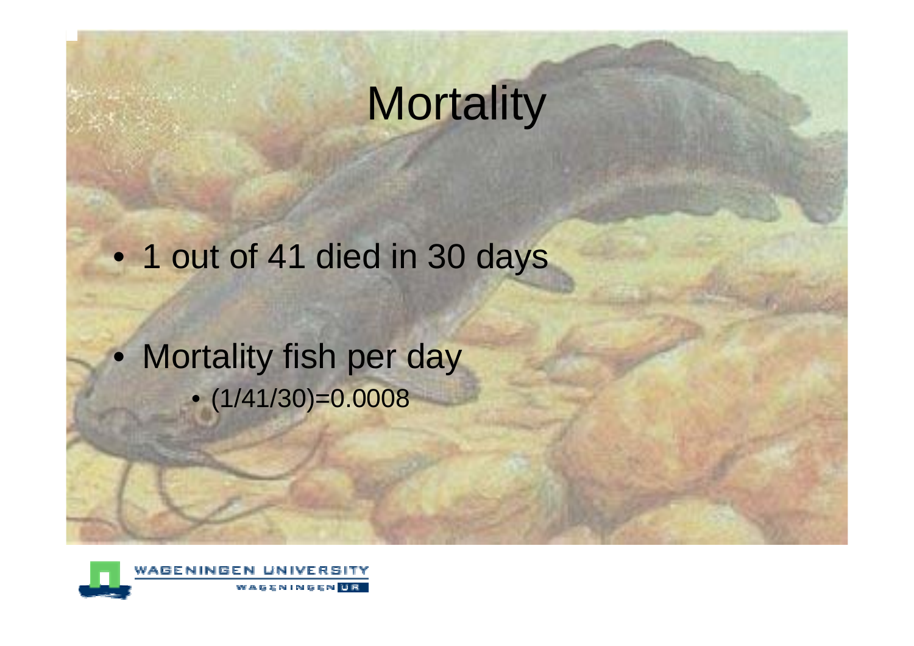# Mortality

- 1 out of 41 died in 30 days
- Mortality fish per day
  - (1/41/30)=0.0008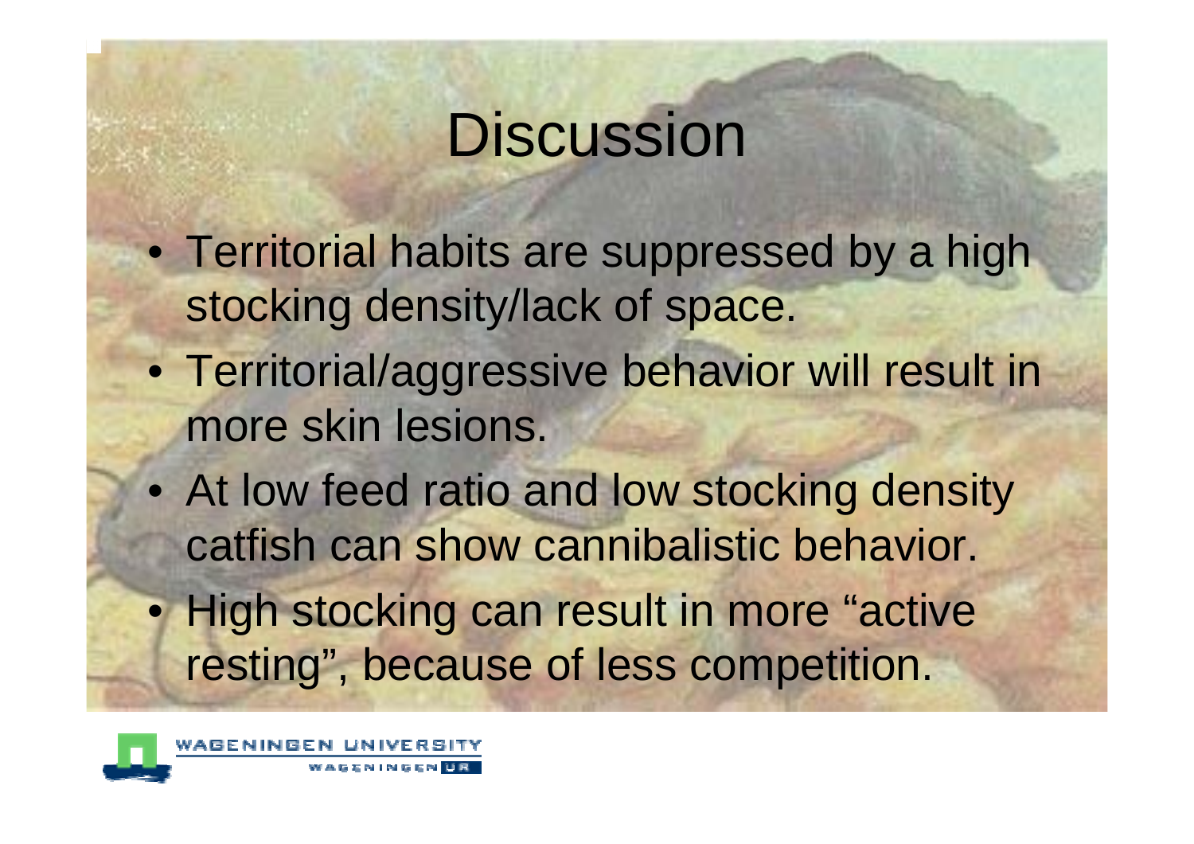# Discussion

- Territorial habits are suppressed by a high stocking density/lack of space.
- Territorial/aggressive behavior will result in more skin lesions.
- At low feed ratio and low stocking density catfish can show cannibalistic behavior.
- High stocking can result in more "active resting", because of less competition.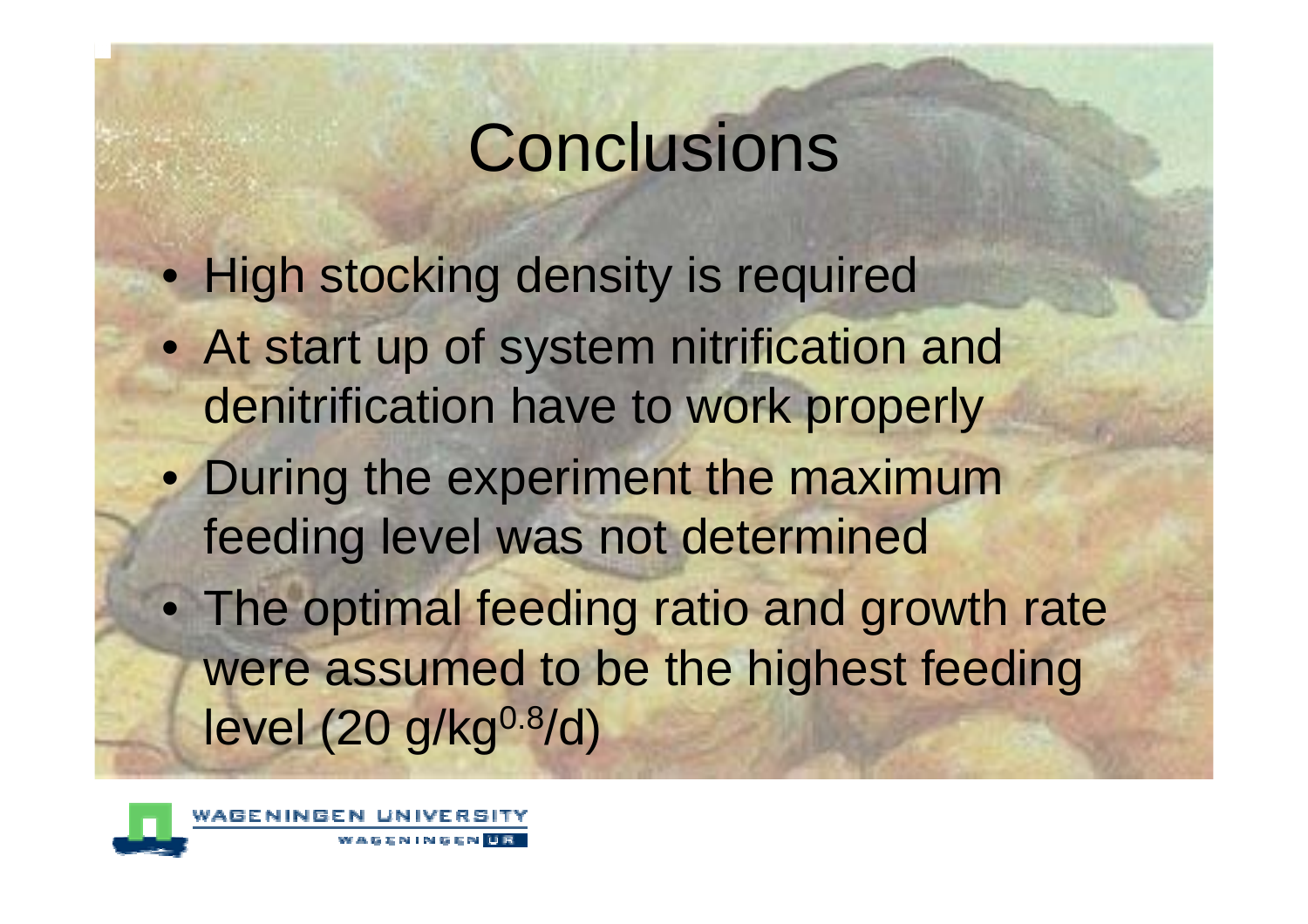# Conclusions

- High stocking density is required
- At start up of system nitrification and denitrification have to work properly
- During the experiment the maximum feeding level was not determined
- The optimal feeding ratio and growth rate were assumed to be the highest feeding level (20 g/kg$^{0.8}$/d)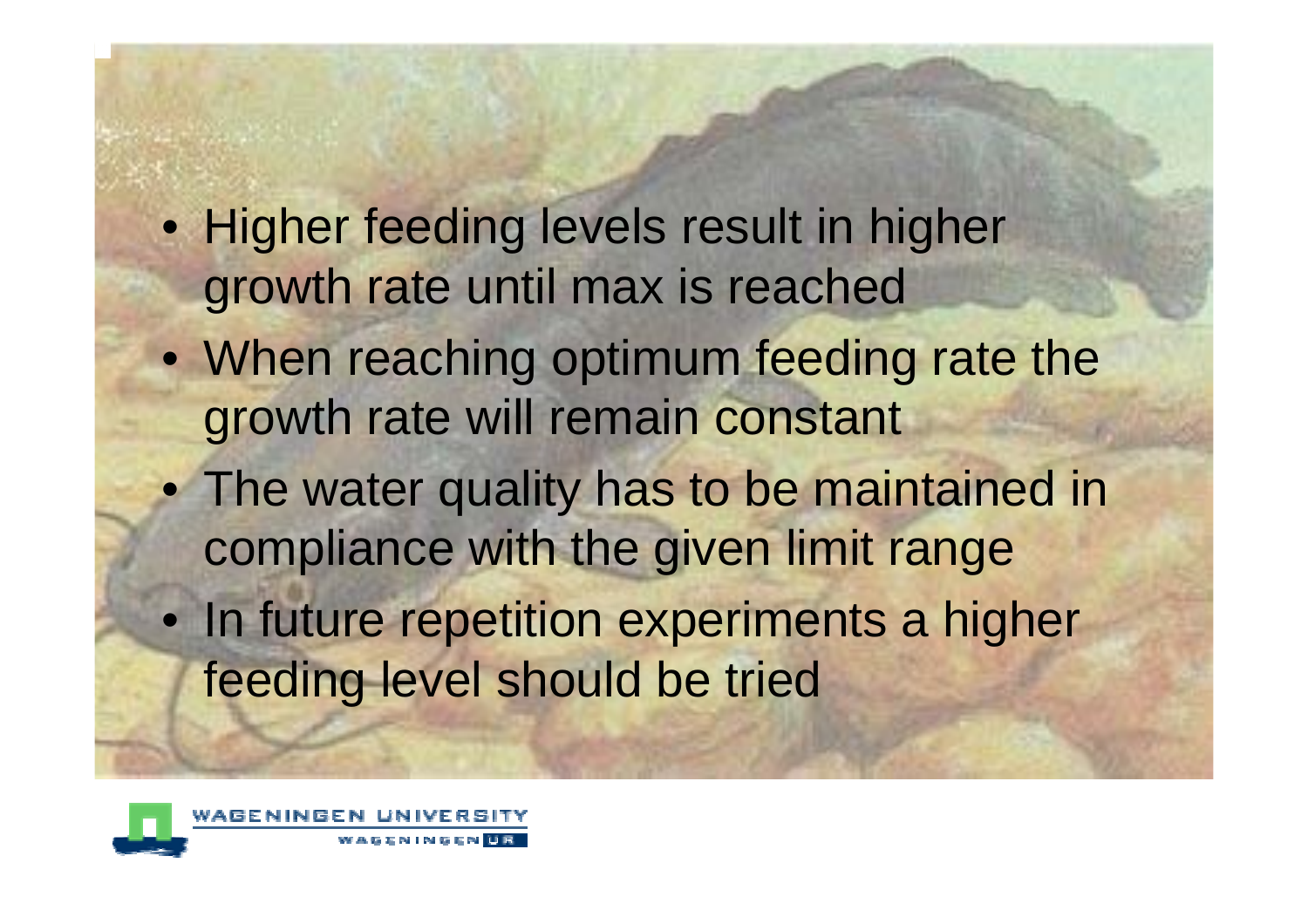- Higher feeding levels result in higher growth rate until max is reached
- When reaching optimum feeding rate the growth rate will remain constant
- The water quality has to be maintained in compliance with the given limit range
- In future repetition experiments a higher feeding level should be tried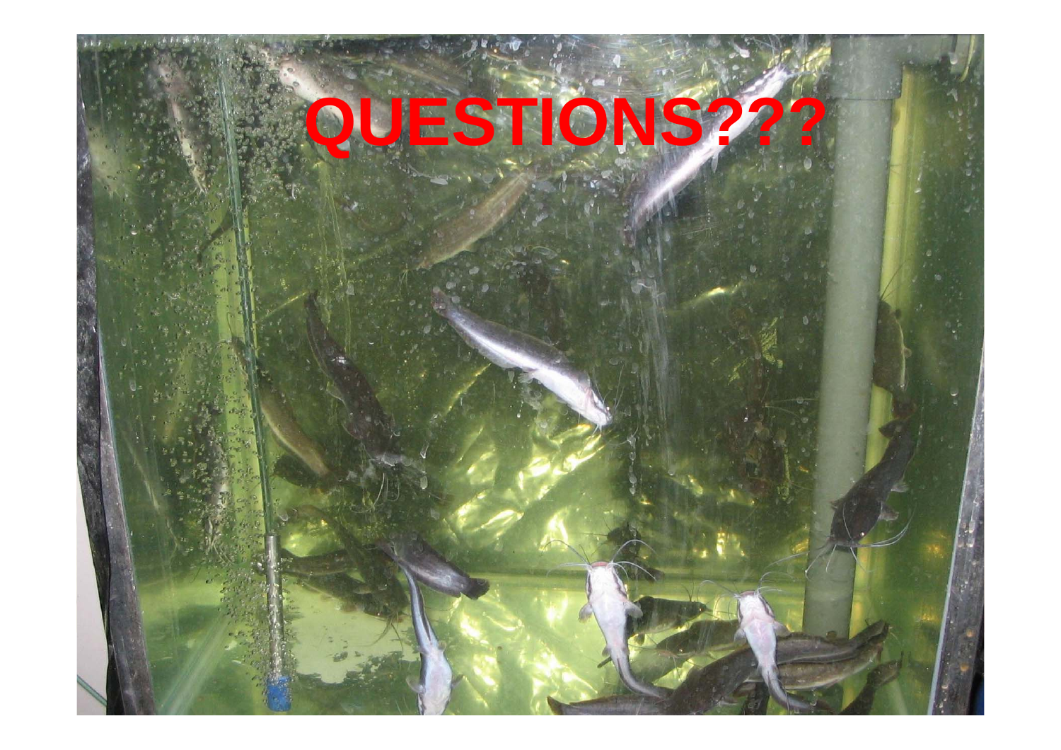# QUESTIONS???